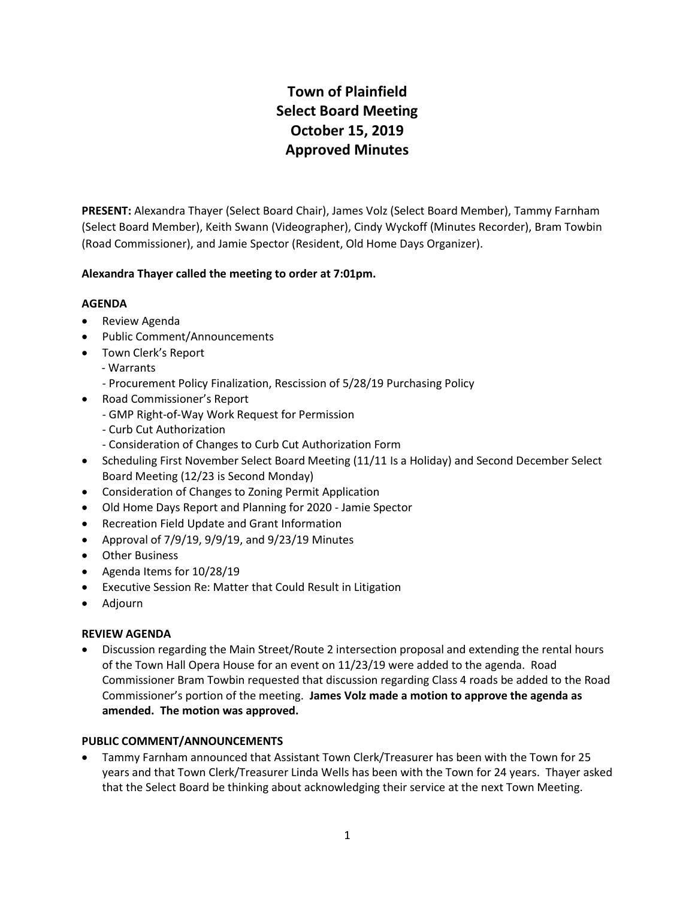# Town of Plainfield
# Select Board Meeting
# October 15, 2019
# Approved Minutes

**PRESENT:** Alexandra Thayer (Select Board Chair), James Volz (Select Board Member), Tammy Farnham (Select Board Member), Keith Swann (Videographer), Cindy Wyckoff (Minutes Recorder), Bram Towbin (Road Commissioner), and Jamie Spector (Resident, Old Home Days Organizer).

**Alexandra Thayer called the meeting to order at 7:01pm.**

**AGENDA**

- Review Agenda
- Public Comment/Announcements
- Town Clerk's Report
  - Warrants
  - Procurement Policy Finalization, Rescission of 5/28/19 Purchasing Policy
- Road Commissioner's Report
  - GMP Right-of-Way Work Request for Permission
  - Curb Cut Authorization
  - Consideration of Changes to Curb Cut Authorization Form
- Scheduling First November Select Board Meeting (11/11 Is a Holiday) and Second December Select Board Meeting (12/23 is Second Monday)
- Consideration of Changes to Zoning Permit Application
- Old Home Days Report and Planning for 2020 - Jamie Spector
- Recreation Field Update and Grant Information
- Approval of 7/9/19, 9/9/19, and 9/23/19 Minutes
- Other Business
- Agenda Items for 10/28/19
- Executive Session Re: Matter that Could Result in Litigation
- Adjourn

**REVIEW AGENDA**

- Discussion regarding the Main Street/Route 2 intersection proposal and extending the rental hours of the Town Hall Opera House for an event on 11/23/19 were added to the agenda. Road Commissioner Bram Towbin requested that discussion regarding Class 4 roads be added to the Road Commissioner's portion of the meeting. **James Volz made a motion to approve the agenda as amended. The motion was approved.**

**PUBLIC COMMENT/ANNOUNCEMENTS**

- Tammy Farnham announced that Assistant Town Clerk/Treasurer has been with the Town for 25 years and that Town Clerk/Treasurer Linda Wells has been with the Town for 24 years. Thayer asked that the Select Board be thinking about acknowledging their service at the next Town Meeting.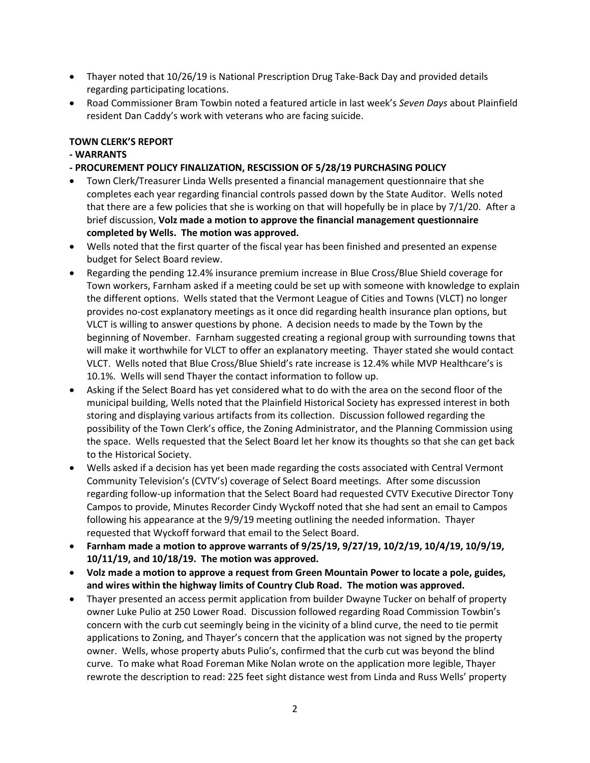- Thayer noted that 10/26/19 is National Prescription Drug Take-Back Day and provided details regarding participating locations.
- Road Commissioner Bram Towbin noted a featured article in last week's *Seven Days* about Plainfield resident Dan Caddy's work with veterans who are facing suicide.

**TOWN CLERK'S REPORT**

**- WARRANTS**

**- PROCUREMENT POLICY FINALIZATION, RESCISSION OF 5/28/19 PURCHASING POLICY**

- Town Clerk/Treasurer Linda Wells presented a financial management questionnaire that she completes each year regarding financial controls passed down by the State Auditor. Wells noted that there are a few policies that she is working on that will hopefully be in place by 7/1/20. After a brief discussion, **Volz made a motion to approve the financial management questionnaire completed by Wells. The motion was approved.**
- Wells noted that the first quarter of the fiscal year has been finished and presented an expense budget for Select Board review.
- Regarding the pending 12.4% insurance premium increase in Blue Cross/Blue Shield coverage for Town workers, Farnham asked if a meeting could be set up with someone with knowledge to explain the different options. Wells stated that the Vermont League of Cities and Towns (VLCT) no longer provides no-cost explanatory meetings as it once did regarding health insurance plan options, but VLCT is willing to answer questions by phone. A decision needs to made by the Town by the beginning of November. Farnham suggested creating a regional group with surrounding towns that will make it worthwhile for VLCT to offer an explanatory meeting. Thayer stated she would contact VLCT. Wells noted that Blue Cross/Blue Shield's rate increase is 12.4% while MVP Healthcare's is 10.1%. Wells will send Thayer the contact information to follow up.
- Asking if the Select Board has yet considered what to do with the area on the second floor of the municipal building, Wells noted that the Plainfield Historical Society has expressed interest in both storing and displaying various artifacts from its collection. Discussion followed regarding the possibility of the Town Clerk's office, the Zoning Administrator, and the Planning Commission using the space. Wells requested that the Select Board let her know its thoughts so that she can get back to the Historical Society.
- Wells asked if a decision has yet been made regarding the costs associated with Central Vermont Community Television's (CVTV's) coverage of Select Board meetings. After some discussion regarding follow-up information that the Select Board had requested CVTV Executive Director Tony Campos to provide, Minutes Recorder Cindy Wyckoff noted that she had sent an email to Campos following his appearance at the 9/9/19 meeting outlining the needed information. Thayer requested that Wyckoff forward that email to the Select Board.
- **Farnham made a motion to approve warrants of 9/25/19, 9/27/19, 10/2/19, 10/4/19, 10/9/19, 10/11/19, and 10/18/19. The motion was approved.**
- **Volz made a motion to approve a request from Green Mountain Power to locate a pole, guides, and wires within the highway limits of Country Club Road. The motion was approved.**
- Thayer presented an access permit application from builder Dwayne Tucker on behalf of property owner Luke Pulio at 250 Lower Road. Discussion followed regarding Road Commission Towbin's concern with the curb cut seemingly being in the vicinity of a blind curve, the need to tie permit applications to Zoning, and Thayer's concern that the application was not signed by the property owner. Wells, whose property abuts Pulio's, confirmed that the curb cut was beyond the blind curve. To make what Road Foreman Mike Nolan wrote on the application more legible, Thayer rewrote the description to read: 225 feet sight distance west from Linda and Russ Wells' property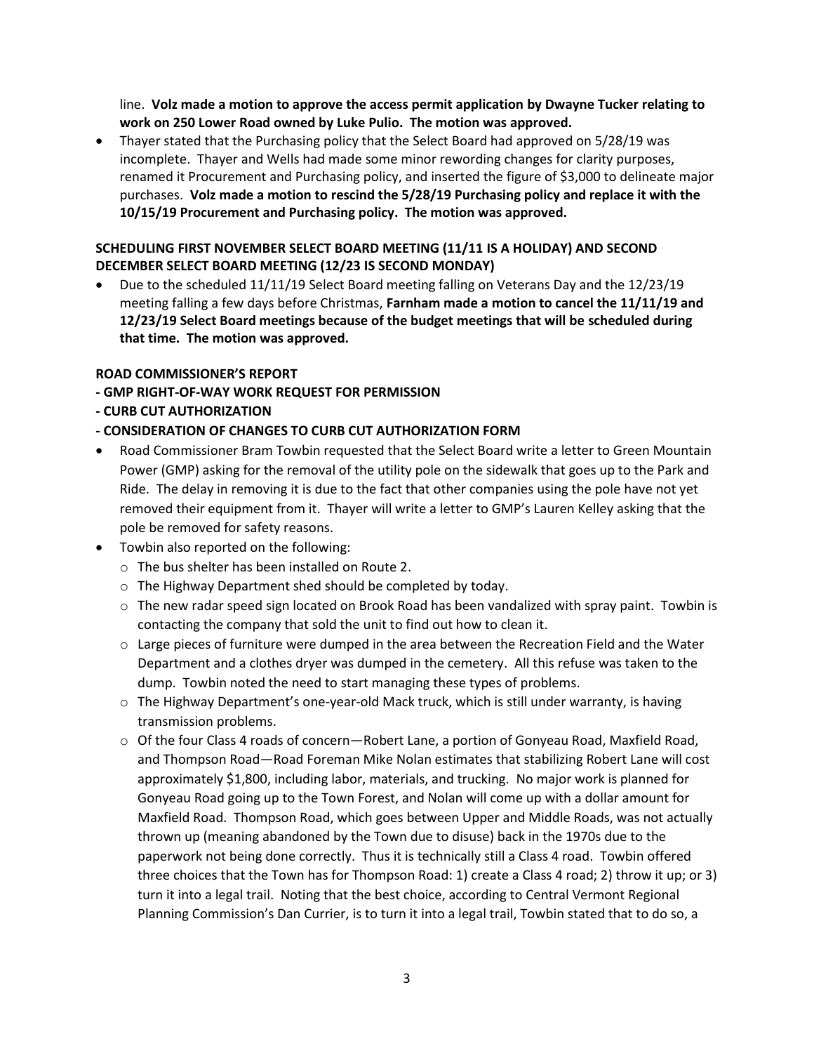line. **Volz made a motion to approve the access permit application by Dwayne Tucker relating to work on 250 Lower Road owned by Luke Pulio. The motion was approved.**

- Thayer stated that the Purchasing policy that the Select Board had approved on 5/28/19 was incomplete. Thayer and Wells had made some minor rewording changes for clarity purposes, renamed it Procurement and Purchasing policy, and inserted the figure of $3,000 to delineate major purchases. **Volz made a motion to rescind the 5/28/19 Purchasing policy and replace it with the 10/15/19 Procurement and Purchasing policy. The motion was approved.**

**SCHEDULING FIRST NOVEMBER SELECT BOARD MEETING (11/11 IS A HOLIDAY) AND SECOND DECEMBER SELECT BOARD MEETING (12/23 IS SECOND MONDAY)**

- Due to the scheduled 11/11/19 Select Board meeting falling on Veterans Day and the 12/23/19 meeting falling a few days before Christmas, **Farnham made a motion to cancel the 11/11/19 and 12/23/19 Select Board meetings because of the budget meetings that will be scheduled during that time. The motion was approved.**

**ROAD COMMISSIONER'S REPORT**
**- GMP RIGHT-OF-WAY WORK REQUEST FOR PERMISSION**
**- CURB CUT AUTHORIZATION**
**- CONSIDERATION OF CHANGES TO CURB CUT AUTHORIZATION FORM**

- Road Commissioner Bram Towbin requested that the Select Board write a letter to Green Mountain Power (GMP) asking for the removal of the utility pole on the sidewalk that goes up to the Park and Ride. The delay in removing it is due to the fact that other companies using the pole have not yet removed their equipment from it. Thayer will write a letter to GMP's Lauren Kelley asking that the pole be removed for safety reasons.
- Towbin also reported on the following:
  - The bus shelter has been installed on Route 2.
  - The Highway Department shed should be completed by today.
  - The new radar speed sign located on Brook Road has been vandalized with spray paint. Towbin is contacting the company that sold the unit to find out how to clean it.
  - Large pieces of furniture were dumped in the area between the Recreation Field and the Water Department and a clothes dryer was dumped in the cemetery. All this refuse was taken to the dump. Towbin noted the need to start managing these types of problems.
  - The Highway Department's one-year-old Mack truck, which is still under warranty, is having transmission problems.
  - Of the four Class 4 roads of concern—Robert Lane, a portion of Gonyeau Road, Maxfield Road, and Thompson Road—Road Foreman Mike Nolan estimates that stabilizing Robert Lane will cost approximately $1,800, including labor, materials, and trucking. No major work is planned for Gonyeau Road going up to the Town Forest, and Nolan will come up with a dollar amount for Maxfield Road. Thompson Road, which goes between Upper and Middle Roads, was not actually thrown up (meaning abandoned by the Town due to disuse) back in the 1970s due to the paperwork not being done correctly. Thus it is technically still a Class 4 road. Towbin offered three choices that the Town has for Thompson Road: 1) create a Class 4 road; 2) throw it up; or 3) turn it into a legal trail. Noting that the best choice, according to Central Vermont Regional Planning Commission's Dan Currier, is to turn it into a legal trail, Towbin stated that to do so, a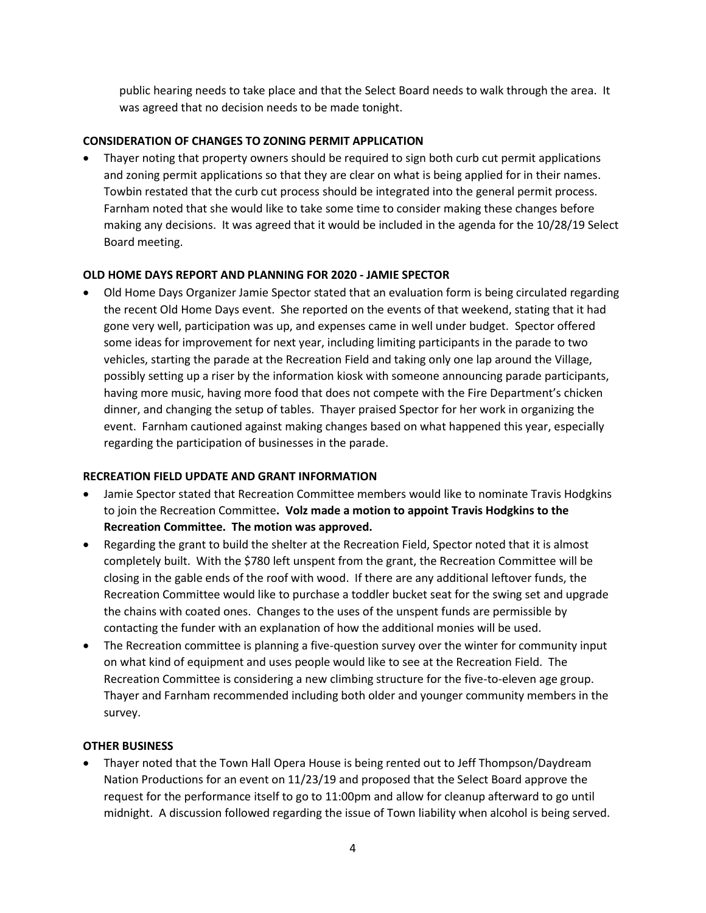public hearing needs to take place and that the Select Board needs to walk through the area. It was agreed that no decision needs to be made tonight.

**CONSIDERATION OF CHANGES TO ZONING PERMIT APPLICATION**

- Thayer noting that property owners should be required to sign both curb cut permit applications and zoning permit applications so that they are clear on what is being applied for in their names. Towbin restated that the curb cut process should be integrated into the general permit process. Farnham noted that she would like to take some time to consider making these changes before making any decisions. It was agreed that it would be included in the agenda for the 10/28/19 Select Board meeting.

**OLD HOME DAYS REPORT AND PLANNING FOR 2020 - JAMIE SPECTOR**

- Old Home Days Organizer Jamie Spector stated that an evaluation form is being circulated regarding the recent Old Home Days event. She reported on the events of that weekend, stating that it had gone very well, participation was up, and expenses came in well under budget. Spector offered some ideas for improvement for next year, including limiting participants in the parade to two vehicles, starting the parade at the Recreation Field and taking only one lap around the Village, possibly setting up a riser by the information kiosk with someone announcing parade participants, having more music, having more food that does not compete with the Fire Department's chicken dinner, and changing the setup of tables. Thayer praised Spector for her work in organizing the event. Farnham cautioned against making changes based on what happened this year, especially regarding the participation of businesses in the parade.

**RECREATION FIELD UPDATE AND GRANT INFORMATION**

- Jamie Spector stated that Recreation Committee members would like to nominate Travis Hodgkins to join the Recreation Committee**. Volz made a motion to appoint Travis Hodgkins to the Recreation Committee. The motion was approved.**
- Regarding the grant to build the shelter at the Recreation Field, Spector noted that it is almost completely built. With the $780 left unspent from the grant, the Recreation Committee will be closing in the gable ends of the roof with wood. If there are any additional leftover funds, the Recreation Committee would like to purchase a toddler bucket seat for the swing set and upgrade the chains with coated ones. Changes to the uses of the unspent funds are permissible by contacting the funder with an explanation of how the additional monies will be used.
- The Recreation committee is planning a five-question survey over the winter for community input on what kind of equipment and uses people would like to see at the Recreation Field. The Recreation Committee is considering a new climbing structure for the five-to-eleven age group. Thayer and Farnham recommended including both older and younger community members in the survey.

**OTHER BUSINESS**

- Thayer noted that the Town Hall Opera House is being rented out to Jeff Thompson/Daydream Nation Productions for an event on 11/23/19 and proposed that the Select Board approve the request for the performance itself to go to 11:00pm and allow for cleanup afterward to go until midnight. A discussion followed regarding the issue of Town liability when alcohol is being served.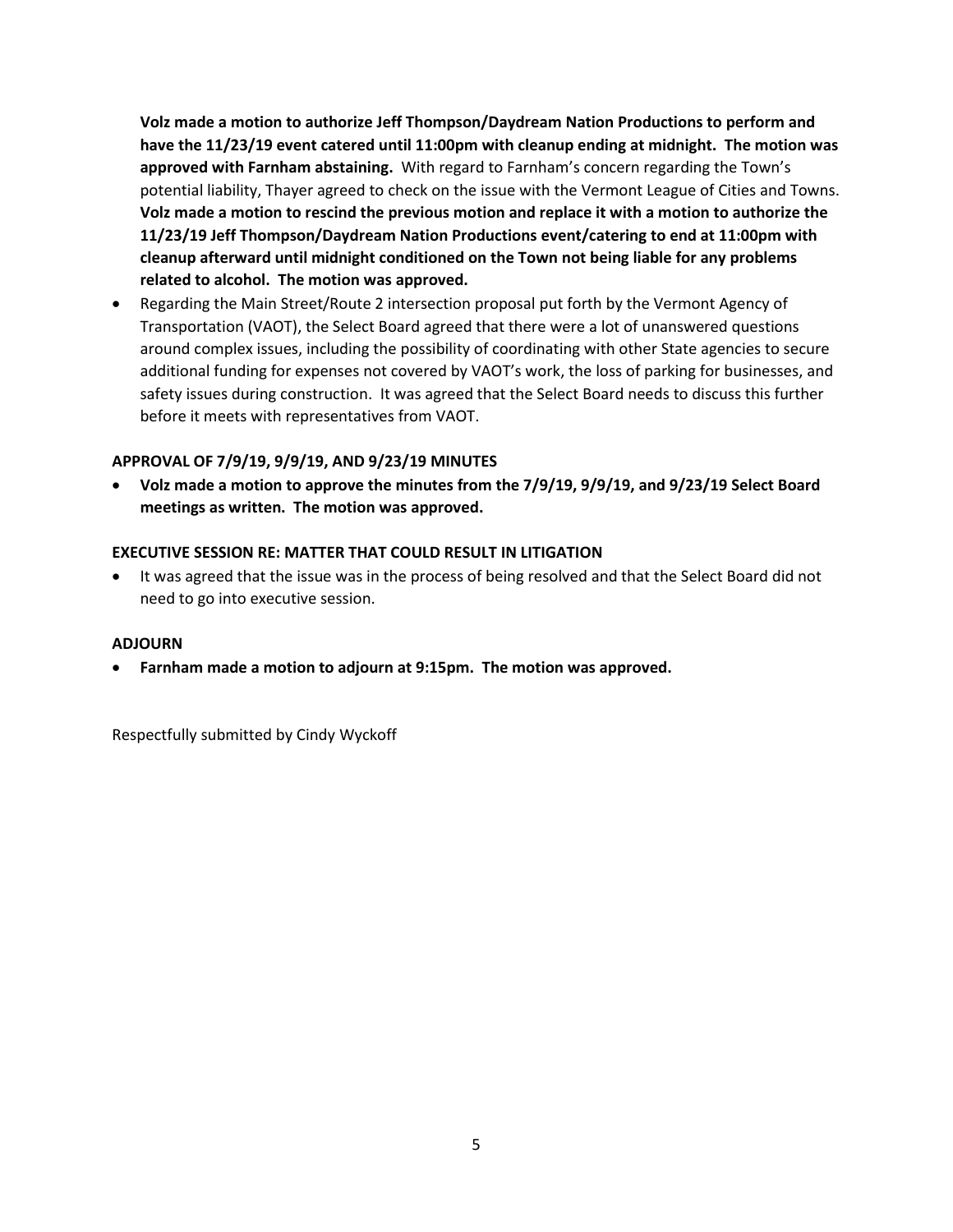**Volz made a motion to authorize Jeff Thompson/Daydream Nation Productions to perform and have the 11/23/19 event catered until 11:00pm with cleanup ending at midnight. The motion was approved with Farnham abstaining.** With regard to Farnham's concern regarding the Town's potential liability, Thayer agreed to check on the issue with the Vermont League of Cities and Towns. **Volz made a motion to rescind the previous motion and replace it with a motion to authorize the 11/23/19 Jeff Thompson/Daydream Nation Productions event/catering to end at 11:00pm with cleanup afterward until midnight conditioned on the Town not being liable for any problems related to alcohol. The motion was approved.**

- Regarding the Main Street/Route 2 intersection proposal put forth by the Vermont Agency of Transportation (VAOT), the Select Board agreed that there were a lot of unanswered questions around complex issues, including the possibility of coordinating with other State agencies to secure additional funding for expenses not covered by VAOT's work, the loss of parking for businesses, and safety issues during construction. It was agreed that the Select Board needs to discuss this further before it meets with representatives from VAOT.

**APPROVAL OF 7/9/19, 9/9/19, AND 9/23/19 MINUTES**

- **Volz made a motion to approve the minutes from the 7/9/19, 9/9/19, and 9/23/19 Select Board meetings as written. The motion was approved.**

**EXECUTIVE SESSION RE: MATTER THAT COULD RESULT IN LITIGATION**

- It was agreed that the issue was in the process of being resolved and that the Select Board did not need to go into executive session.

**ADJOURN**

- **Farnham made a motion to adjourn at 9:15pm. The motion was approved.**

Respectfully submitted by Cindy Wyckoff